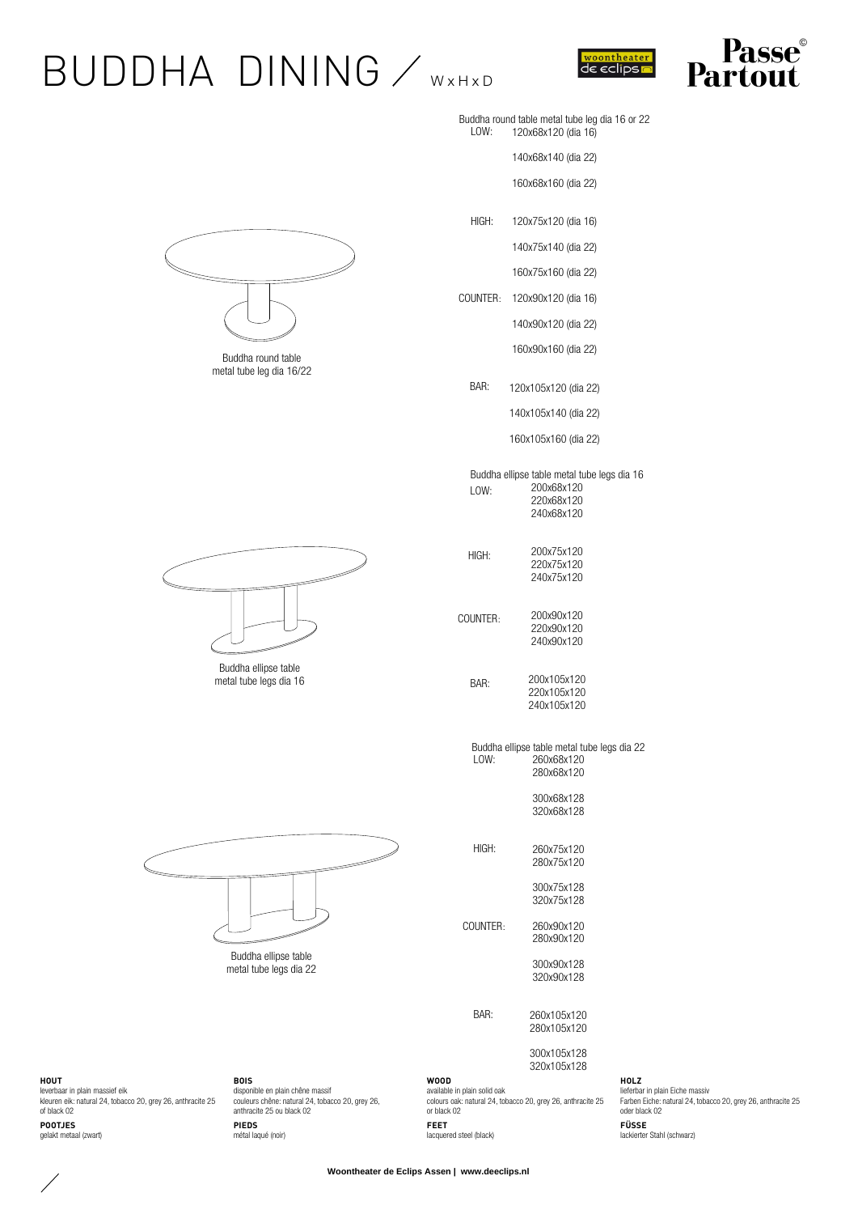# BUDDHA DINING / W x H x D

Buddha round table metal tube leg dia 16/22

Buddha round table metal tube leg dia 16 or 22

| | |
|---|---|
| LOW: | 120x68x120 (dia 16) |
| | 140x68x140 (dia 22) |
| | 160x68x160 (dia 22) |
| HIGH: | 120x75x120 (dia 16) |
| | 140x75x140 (dia 22) |
| | 160x75x160 (dia 22) |
| COUNTER: | 120x90x120 (dia 16) |
| | 140x90x120 (dia 22) |
| | 160x90x160 (dia 22) |
| BAR: | 120x105x120 (dia 22) |
| | 140x105x140 (dia 22) |
| | 160x105x160 (dia 22) |

Buddha ellipse table metal tube legs dia 16

Buddha ellipse table metal tube legs dia 16

| | |
|---|---|
| LOW: | 200x68x120<br>220x68x120<br>240x68x120 |
| HIGH: | 200x75x120<br>220x75x120<br>240x75x120 |
| COUNTER: | 200x90x120<br>220x90x120<br>240x90x120 |
| BAR: | 200x105x120<br>220x105x120<br>240x105x120 |

Buddha ellipse table metal tube legs dia 22

Buddha ellipse table metal tube legs dia 22

| | |
|---|---|
| LOW: | 260x68x120<br>280x68x120<br>300x68x128<br>320x68x128 |
| HIGH: | 260x75x120<br>280x75x120<br>300x75x128<br>320x75x128 |
| COUNTER: | 260x90x120<br>280x90x120<br>300x90x128<br>320x90x128 |
| BAR: | 260x105x120<br>280x105x120<br>300x105x128<br>320x105x128 |

**HOUT**
leverbaar in plain massief eik
kleuren eik: natural 24, tobacco 20, grey 26, anthracite 25 of black 02

**POOTJES**
gelakt metaal (zwart)

**BOIS**
disponible en plain chêne massif
couleurs chêne: natural 24, tobacco 20, grey 26, anthracite 25 ou black 02

**PIEDS**
métal laqué (noir)

**WOOD**
available in plain solid oak
colours oak: natural 24, tobacco 20, grey 26, anthracite 25 or black 02

**FEET**
lacquered steel (black)

**HOLZ**
lieferbar in plain Eiche massiv
Farben Eiche: natural 24, tobacco 20, grey 26, anthracite 25 oder black 02

**FÜSSE**
lackierter Stahl (schwarz)

**Woontheater de Eclips Assen | www.deeclips.nl**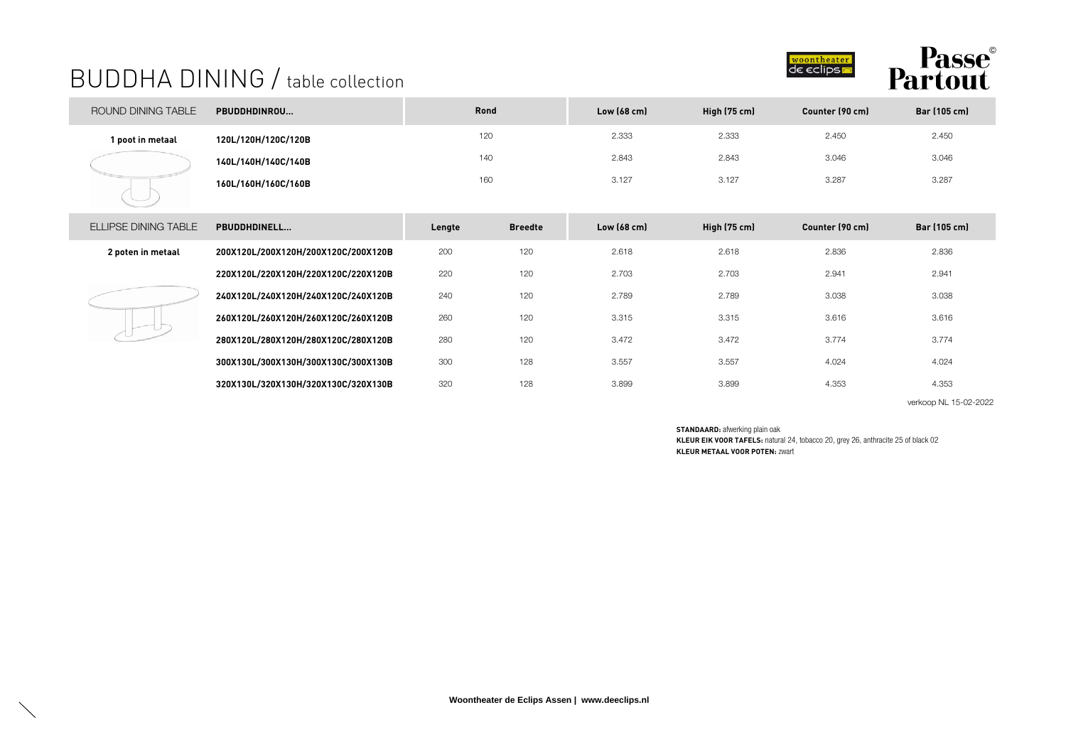# BUDDHA DINING / table collection

| ROUND DINING TABLE | PBUDDHDINROU... | Rond | | Low (68 cm) | High (75 cm) | Counter (90 cm) | Bar (105 cm) |
|---|---|---|---|---|---|---|---|
| **1 poot in metaal** | **120L/120H/120C/120B** | 120 | | 2.333 | 2.333 | 2.450 | 2.450 |
| | **140L/140H/140C/140B** | 140 | | 2.843 | 2.843 | 3.046 | 3.046 |
| | **160L/160H/160C/160B** | 160 | | 3.127 | 3.127 | 3.287 | 3.287 |

| ELLIPSE DINING TABLE | PBUDDHDINELL... | Lengte | Breedte | Low (68 cm) | High (75 cm) | Counter (90 cm) | Bar (105 cm) |
|---|---|---|---|---|---|---|---|
| **2 poten in metaal** | **200X120L/200X120H/200X120C/200X120B** | 200 | 120 | 2.618 | 2.618 | 2.836 | 2.836 |
| | **220X120L/220X120H/220X120C/220X120B** | 220 | 120 | 2.703 | 2.703 | 2.941 | 2.941 |
| | **240X120L/240X120H/240X120C/240X120B** | 240 | 120 | 2.789 | 2.789 | 3.038 | 3.038 |
| | **260X120L/260X120H/260X120C/260X120B** | 260 | 120 | 3.315 | 3.315 | 3.616 | 3.616 |
| | **280X120L/280X120H/280X120C/280X120B** | 280 | 120 | 3.472 | 3.472 | 3.774 | 3.774 |
| | **300X130L/300X130H/300X130C/300X130B** | 300 | 128 | 3.557 | 3.557 | 4.024 | 4.024 |
| | **320X130L/320X130H/320X130C/320X130B** | 320 | 128 | 3.899 | 3.899 | 4.353 | 4.353 |

verkoop NL 15-02-2022

**STANDAARD:** afwerking plain oak
**KLEUR EIK VOOR TAFELS:** natural 24, tobacco 20, grey 26, anthracite 25 of black 02
**KLEUR METAAL VOOR POTEN:** zwart

**Woontheater de Eclips Assen | www.deeclips.nl**